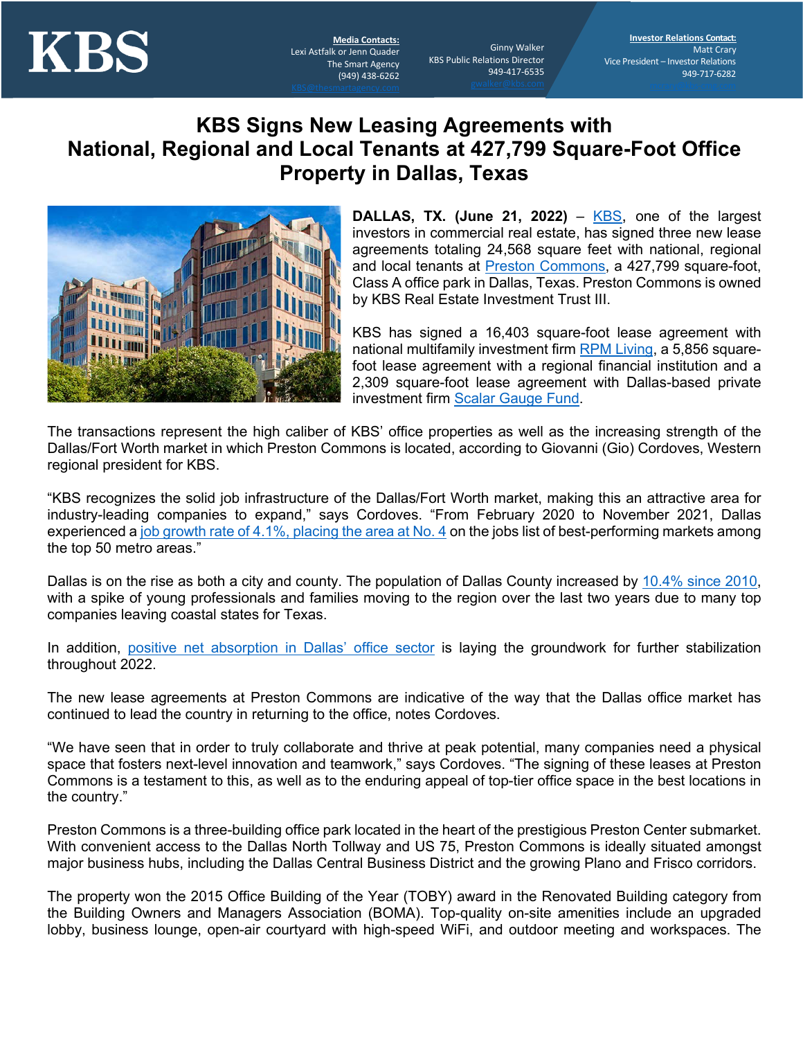KBS

**Media Contacts:**
Lexi Astfalk or Jenn Quader
The Smart Agency
(949) 438-6262
KBS@thesmartagency.com

Ginny Walker
KBS Public Relations Director
949-417-6535
gwalker@kbs.com

**Investor Relations Contact:**
Matt Crary
Vice President – Investor Relations
949-717-6282

# KBS Signs New Leasing Agreements with National, Regional and Local Tenants at 427,799 Square-Foot Office Property in Dallas, Texas

**DALLAS, TX. (June 21, 2022)** – KBS, one of the largest investors in commercial real estate, has signed three new lease agreements totaling 24,568 square feet with national, regional and local tenants at Preston Commons, a 427,799 square-foot, Class A office park in Dallas, Texas. Preston Commons is owned by KBS Real Estate Investment Trust III.

KBS has signed a 16,403 square-foot lease agreement with national multifamily investment firm RPM Living, a 5,856 square-foot lease agreement with a regional financial institution and a 2,309 square-foot lease agreement with Dallas-based private investment firm Scalar Gauge Fund.

The transactions represent the high caliber of KBS' office properties as well as the increasing strength of the Dallas/Fort Worth market in which Preston Commons is located, according to Giovanni (Gio) Cordoves, Western regional president for KBS.

"KBS recognizes the solid job infrastructure of the Dallas/Fort Worth market, making this an attractive area for industry-leading companies to expand," says Cordoves. "From February 2020 to November 2021, Dallas experienced a job growth rate of 4.1%, placing the area at No. 4 on the jobs list of best-performing markets among the top 50 metro areas."

Dallas is on the rise as both a city and county. The population of Dallas County increased by 10.4% since 2010, with a spike of young professionals and families moving to the region over the last two years due to many top companies leaving coastal states for Texas.

In addition, positive net absorption in Dallas' office sector is laying the groundwork for further stabilization throughout 2022.

The new lease agreements at Preston Commons are indicative of the way that the Dallas office market has continued to lead the country in returning to the office, notes Cordoves.

"We have seen that in order to truly collaborate and thrive at peak potential, many companies need a physical space that fosters next-level innovation and teamwork," says Cordoves. "The signing of these leases at Preston Commons is a testament to this, as well as to the enduring appeal of top-tier office space in the best locations in the country."

Preston Commons is a three-building office park located in the heart of the prestigious Preston Center submarket. With convenient access to the Dallas North Tollway and US 75, Preston Commons is ideally situated amongst major business hubs, including the Dallas Central Business District and the growing Plano and Frisco corridors.

The property won the 2015 Office Building of the Year (TOBY) award in the Renovated Building category from the Building Owners and Managers Association (BOMA). Top-quality on-site amenities include an upgraded lobby, business lounge, open-air courtyard with high-speed WiFi, and outdoor meeting and workspaces. The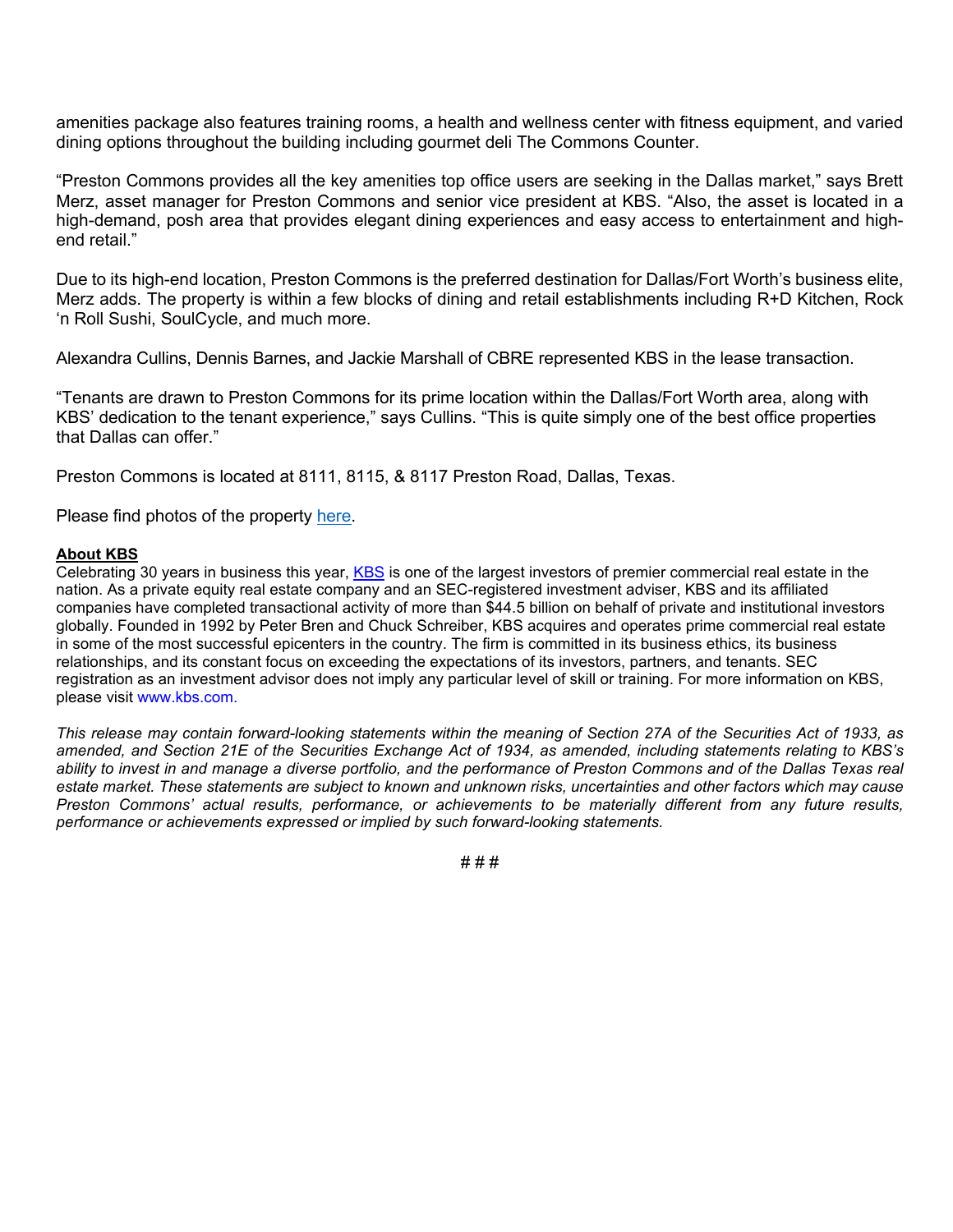amenities package also features training rooms, a health and wellness center with fitness equipment, and varied dining options throughout the building including gourmet deli The Commons Counter.

"Preston Commons provides all the key amenities top office users are seeking in the Dallas market," says Brett Merz, asset manager for Preston Commons and senior vice president at KBS. "Also, the asset is located in a high-demand, posh area that provides elegant dining experiences and easy access to entertainment and high-end retail."

Due to its high-end location, Preston Commons is the preferred destination for Dallas/Fort Worth's business elite, Merz adds. The property is within a few blocks of dining and retail establishments including R+D Kitchen, Rock 'n Roll Sushi, SoulCycle, and much more.

Alexandra Cullins, Dennis Barnes, and Jackie Marshall of CBRE represented KBS in the lease transaction.

"Tenants are drawn to Preston Commons for its prime location within the Dallas/Fort Worth area, along with KBS' dedication to the tenant experience," says Cullins. "This is quite simply one of the best office properties that Dallas can offer."

Preston Commons is located at 8111, 8115, & 8117 Preston Road, Dallas, Texas.

Please find photos of the property here.

**About KBS**

Celebrating 30 years in business this year, KBS is one of the largest investors of premier commercial real estate in the nation. As a private equity real estate company and an SEC-registered investment adviser, KBS and its affiliated companies have completed transactional activity of more than $44.5 billion on behalf of private and institutional investors globally. Founded in 1992 by Peter Bren and Chuck Schreiber, KBS acquires and operates prime commercial real estate in some of the most successful epicenters in the country. The firm is committed in its business ethics, its business relationships, and its constant focus on exceeding the expectations of its investors, partners, and tenants. SEC registration as an investment advisor does not imply any particular level of skill or training. For more information on KBS, please visit www.kbs.com.

*This release may contain forward-looking statements within the meaning of Section 27A of the Securities Act of 1933, as amended, and Section 21E of the Securities Exchange Act of 1934, as amended, including statements relating to KBS's ability to invest in and manage a diverse portfolio, and the performance of Preston Commons and of the Dallas Texas real estate market. These statements are subject to known and unknown risks, uncertainties and other factors which may cause Preston Commons' actual results, performance, or achievements to be materially different from any future results, performance or achievements expressed or implied by such forward-looking statements.*

# # #